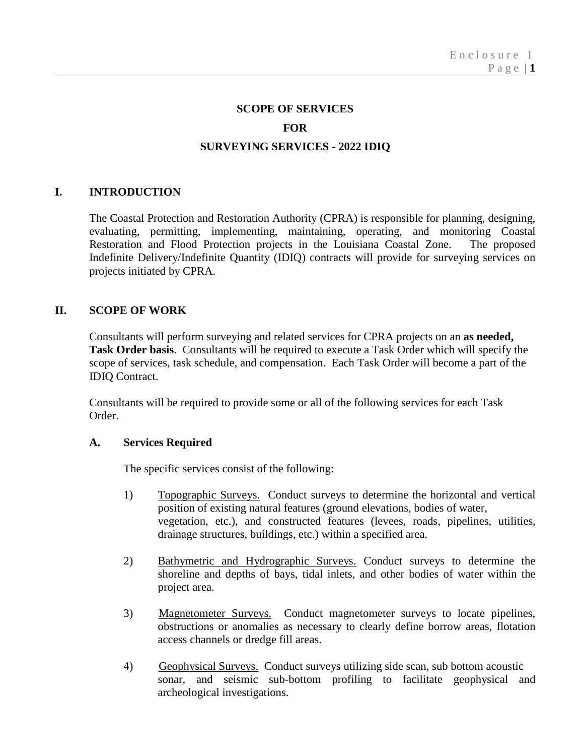# SCOPE OF SERVICES

# FOR

# SURVEYING SERVICES - 2022 IDIQ

## I. INTRODUCTION

The Coastal Protection and Restoration Authority (CPRA) is responsible for planning, designing, evaluating, permitting, implementing, maintaining, operating, and monitoring Coastal Restoration and Flood Protection projects in the Louisiana Coastal Zone. The proposed Indefinite Delivery/Indefinite Quantity (IDIQ) contracts will provide for surveying services on projects initiated by CPRA.

## II. SCOPE OF WORK

Consultants will perform surveying and related services for CPRA projects on an **as needed, Task Order basis**. Consultants will be required to execute a Task Order which will specify the scope of services, task schedule, and compensation. Each Task Order will become a part of the IDIQ Contract.

Consultants will be required to provide some or all of the following services for each Task Order.

### A. Services Required

The specific services consist of the following:

1) Topographic Surveys. Conduct surveys to determine the horizontal and vertical position of existing natural features (ground elevations, bodies of water, vegetation, etc.), and constructed features (levees, roads, pipelines, utilities, drainage structures, buildings, etc.) within a specified area.

2) Bathymetric and Hydrographic Surveys. Conduct surveys to determine the shoreline and depths of bays, tidal inlets, and other bodies of water within the project area.

3) Magnetometer Surveys. Conduct magnetometer surveys to locate pipelines, obstructions or anomalies as necessary to clearly define borrow areas, flotation access channels or dredge fill areas.

4) Geophysical Surveys. Conduct surveys utilizing side scan, sub bottom acoustic sonar, and seismic sub-bottom profiling to facilitate geophysical and archeological investigations.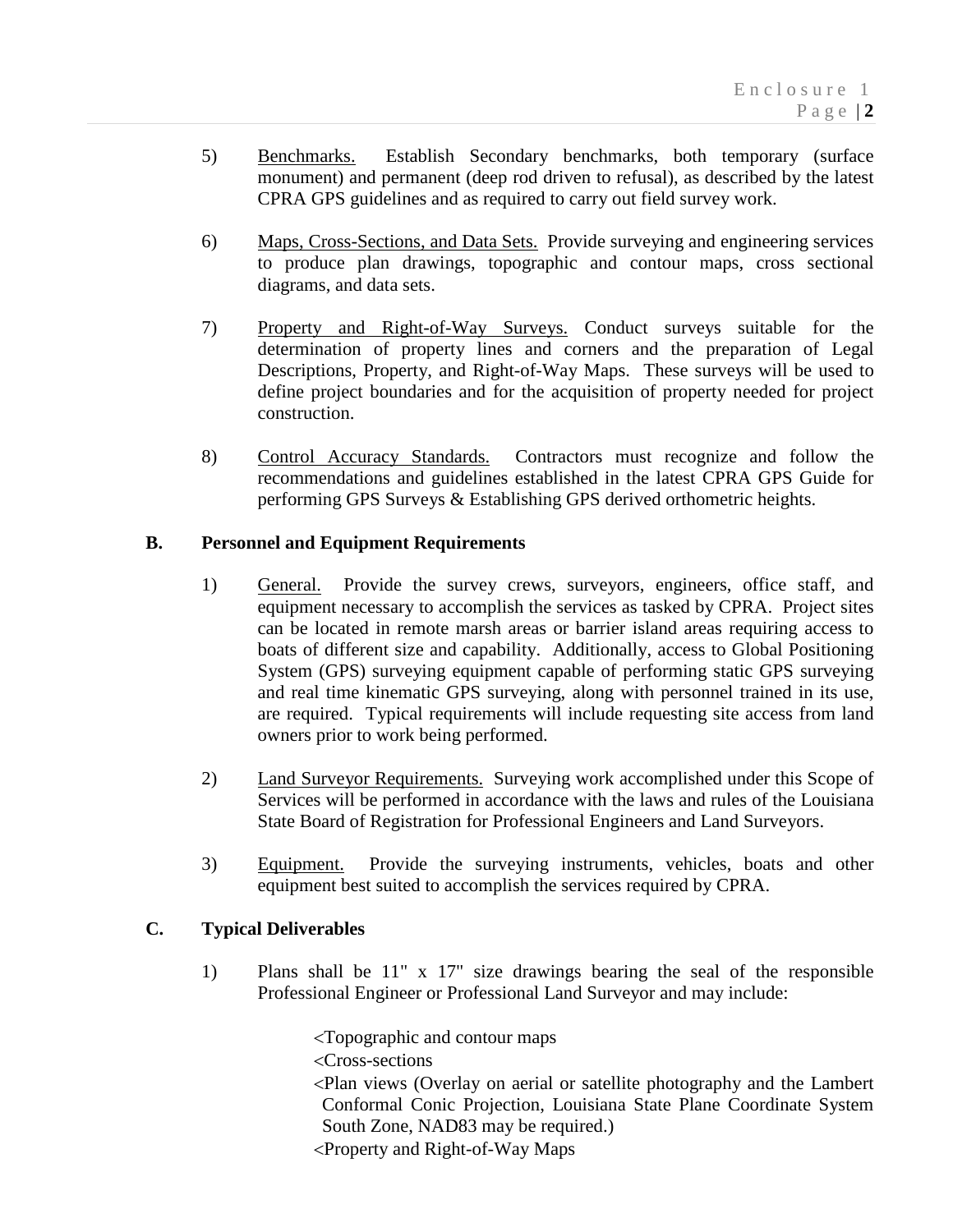5) <u>Benchmarks.</u> Establish Secondary benchmarks, both temporary (surface monument) and permanent (deep rod driven to refusal), as described by the latest CPRA GPS guidelines and as required to carry out field survey work.

6) <u>Maps, Cross-Sections, and Data Sets.</u> Provide surveying and engineering services to produce plan drawings, topographic and contour maps, cross sectional diagrams, and data sets.

7) <u>Property and Right-of-Way Surveys.</u> Conduct surveys suitable for the determination of property lines and corners and the preparation of Legal Descriptions, Property, and Right-of-Way Maps. These surveys will be used to define project boundaries and for the acquisition of property needed for project construction.

8) <u>Control Accuracy Standards.</u> Contractors must recognize and follow the recommendations and guidelines established in the latest CPRA GPS Guide for performing GPS Surveys & Establishing GPS derived orthometric heights.

### B. Personnel and Equipment Requirements

1) <u>General.</u> Provide the survey crews, surveyors, engineers, office staff, and equipment necessary to accomplish the services as tasked by CPRA. Project sites can be located in remote marsh areas or barrier island areas requiring access to boats of different size and capability. Additionally, access to Global Positioning System (GPS) surveying equipment capable of performing static GPS surveying and real time kinematic GPS surveying, along with personnel trained in its use, are required. Typical requirements will include requesting site access from land owners prior to work being performed.

2) <u>Land Surveyor Requirements.</u> Surveying work accomplished under this Scope of Services will be performed in accordance with the laws and rules of the Louisiana State Board of Registration for Professional Engineers and Land Surveyors.

3) <u>Equipment.</u> Provide the surveying instruments, vehicles, boats and other equipment best suited to accomplish the services required by CPRA.

### C. Typical Deliverables

1) Plans shall be 11" x 17" size drawings bearing the seal of the responsible Professional Engineer or Professional Land Surveyor and may include:

- <Topographic and contour maps
- <Cross-sections
- <Plan views (Overlay on aerial or satellite photography and the Lambert Conformal Conic Projection, Louisiana State Plane Coordinate System South Zone, NAD83 may be required.)
- <Property and Right-of-Way Maps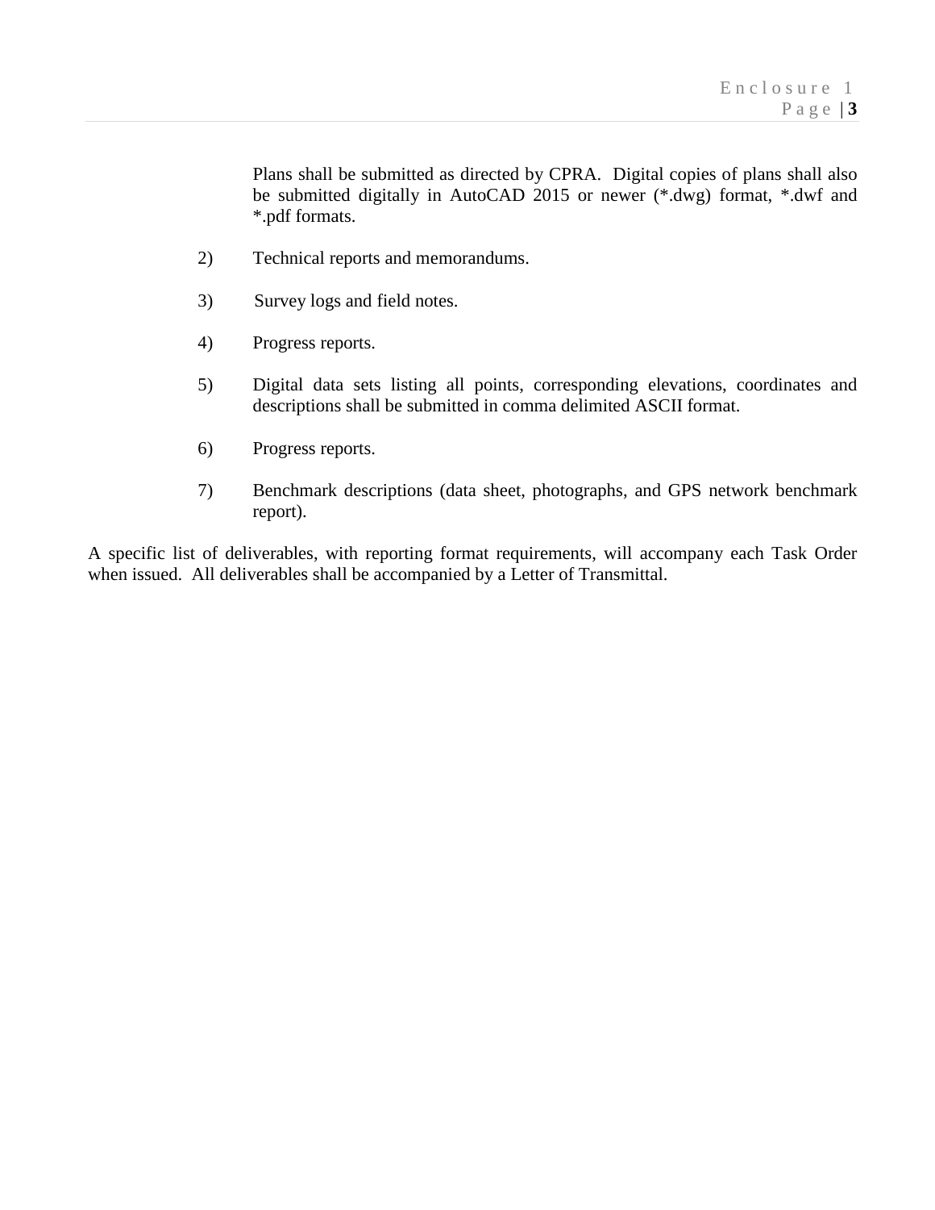Plans shall be submitted as directed by CPRA. Digital copies of plans shall also be submitted digitally in AutoCAD 2015 or newer (*.dwg) format, *.dwf and *.pdf formats.

2) Technical reports and memorandums.

3) Survey logs and field notes.

4) Progress reports.

5) Digital data sets listing all points, corresponding elevations, coordinates and descriptions shall be submitted in comma delimited ASCII format.

6) Progress reports.

7) Benchmark descriptions (data sheet, photographs, and GPS network benchmark report).

A specific list of deliverables, with reporting format requirements, will accompany each Task Order when issued. All deliverables shall be accompanied by a Letter of Transmittal.